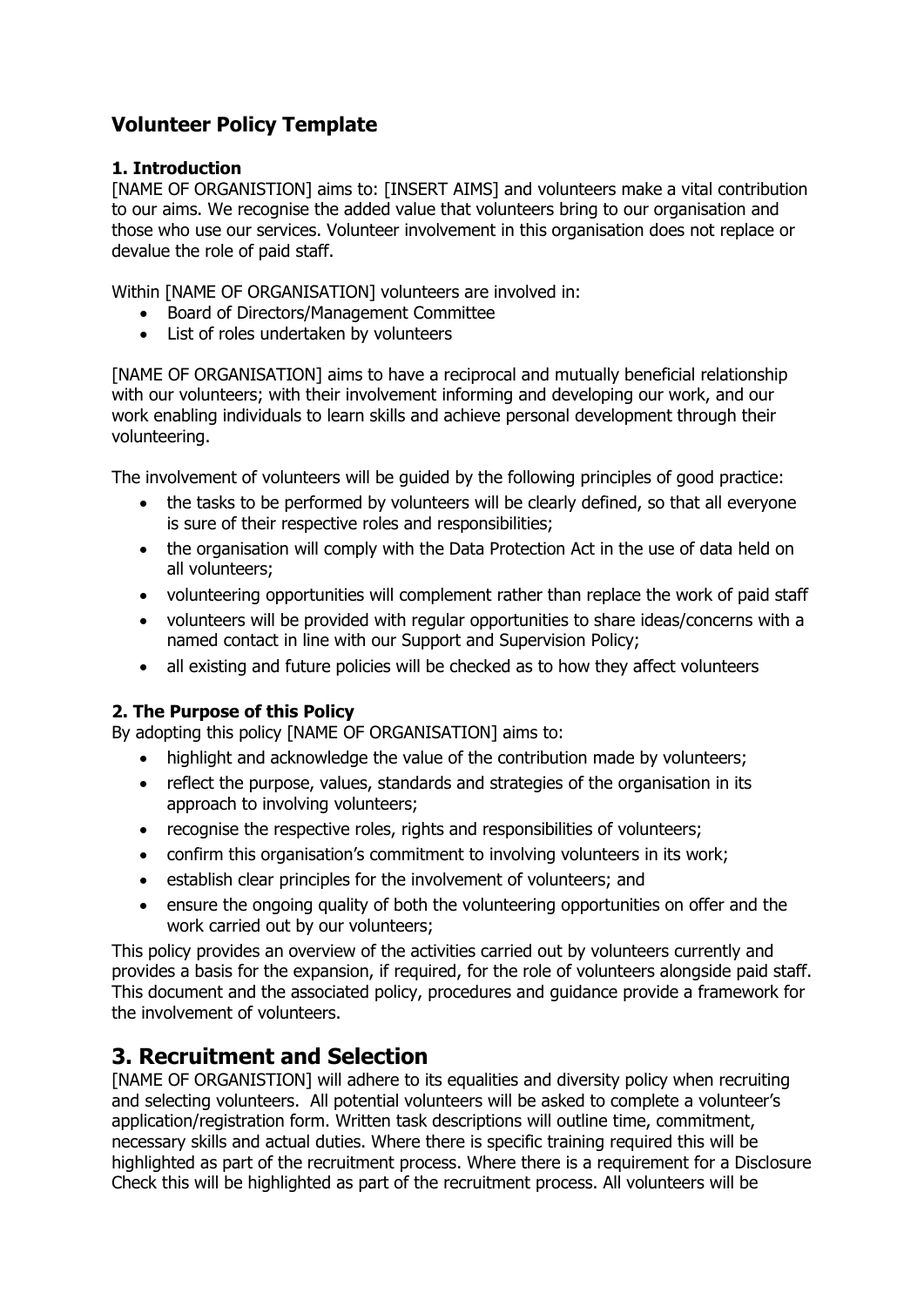# Volunteer Policy Template

### 1. Introduction

[NAME OF ORGANISTION] aims to: [INSERT AIMS] and volunteers make a vital contribution to our aims. We recognise the added value that volunteers bring to our organisation and those who use our services. Volunteer involvement in this organisation does not replace or devalue the role of paid staff.

Within [NAME OF ORGANISATION] volunteers are involved in:

- Board of Directors/Management Committee
- List of roles undertaken by volunteers

[NAME OF ORGANISATION] aims to have a reciprocal and mutually beneficial relationship with our volunteers; with their involvement informing and developing our work, and our work enabling individuals to learn skills and achieve personal development through their volunteering.

The involvement of volunteers will be guided by the following principles of good practice:

- the tasks to be performed by volunteers will be clearly defined, so that all everyone is sure of their respective roles and responsibilities;
- the organisation will comply with the Data Protection Act in the use of data held on all volunteers;
- volunteering opportunities will complement rather than replace the work of paid staff
- volunteers will be provided with regular opportunities to share ideas/concerns with a named contact in line with our Support and Supervision Policy;
- all existing and future policies will be checked as to how they affect volunteers

### 2. The Purpose of this Policy

By adopting this policy [NAME OF ORGANISATION] aims to:

- highlight and acknowledge the value of the contribution made by volunteers;
- reflect the purpose, values, standards and strategies of the organisation in its approach to involving volunteers;
- recognise the respective roles, rights and responsibilities of volunteers;
- confirm this organisation's commitment to involving volunteers in its work;
- establish clear principles for the involvement of volunteers; and
- ensure the ongoing quality of both the volunteering opportunities on offer and the work carried out by our volunteers;

This policy provides an overview of the activities carried out by volunteers currently and provides a basis for the expansion, if required, for the role of volunteers alongside paid staff. This document and the associated policy, procedures and guidance provide a framework for the involvement of volunteers.

## 3. Recruitment and Selection

[NAME OF ORGANISTION] will adhere to its equalities and diversity policy when recruiting and selecting volunteers. All potential volunteers will be asked to complete a volunteer's application/registration form. Written task descriptions will outline time, commitment, necessary skills and actual duties. Where there is specific training required this will be highlighted as part of the recruitment process. Where there is a requirement for a Disclosure Check this will be highlighted as part of the recruitment process. All volunteers will be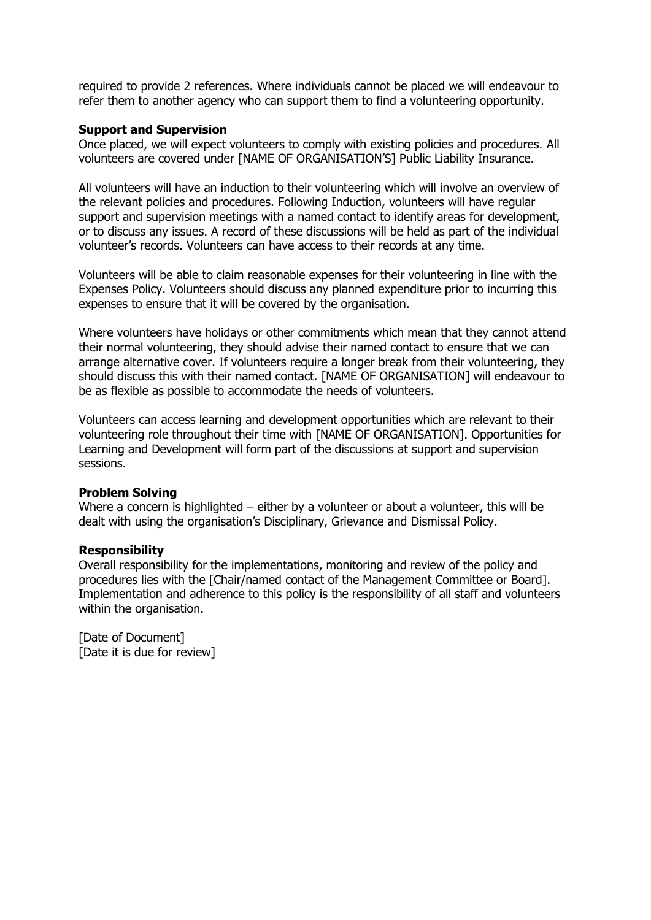required to provide 2 references. Where individuals cannot be placed we will endeavour to refer them to another agency who can support them to find a volunteering opportunity.

**Support and Supervision**
Once placed, we will expect volunteers to comply with existing policies and procedures. All volunteers are covered under [NAME OF ORGANISATION'S] Public Liability Insurance.

All volunteers will have an induction to their volunteering which will involve an overview of the relevant policies and procedures. Following Induction, volunteers will have regular support and supervision meetings with a named contact to identify areas for development, or to discuss any issues. A record of these discussions will be held as part of the individual volunteer's records. Volunteers can have access to their records at any time.

Volunteers will be able to claim reasonable expenses for their volunteering in line with the Expenses Policy. Volunteers should discuss any planned expenditure prior to incurring this expenses to ensure that it will be covered by the organisation.

Where volunteers have holidays or other commitments which mean that they cannot attend their normal volunteering, they should advise their named contact to ensure that we can arrange alternative cover. If volunteers require a longer break from their volunteering, they should discuss this with their named contact. [NAME OF ORGANISATION] will endeavour to be as flexible as possible to accommodate the needs of volunteers.

Volunteers can access learning and development opportunities which are relevant to their volunteering role throughout their time with [NAME OF ORGANISATION]. Opportunities for Learning and Development will form part of the discussions at support and supervision sessions.

**Problem Solving**
Where a concern is highlighted – either by a volunteer or about a volunteer, this will be dealt with using the organisation's Disciplinary, Grievance and Dismissal Policy.

**Responsibility**
Overall responsibility for the implementations, monitoring and review of the policy and procedures lies with the [Chair/named contact of the Management Committee or Board]. Implementation and adherence to this policy is the responsibility of all staff and volunteers within the organisation.

[Date of Document]
[Date it is due for review]